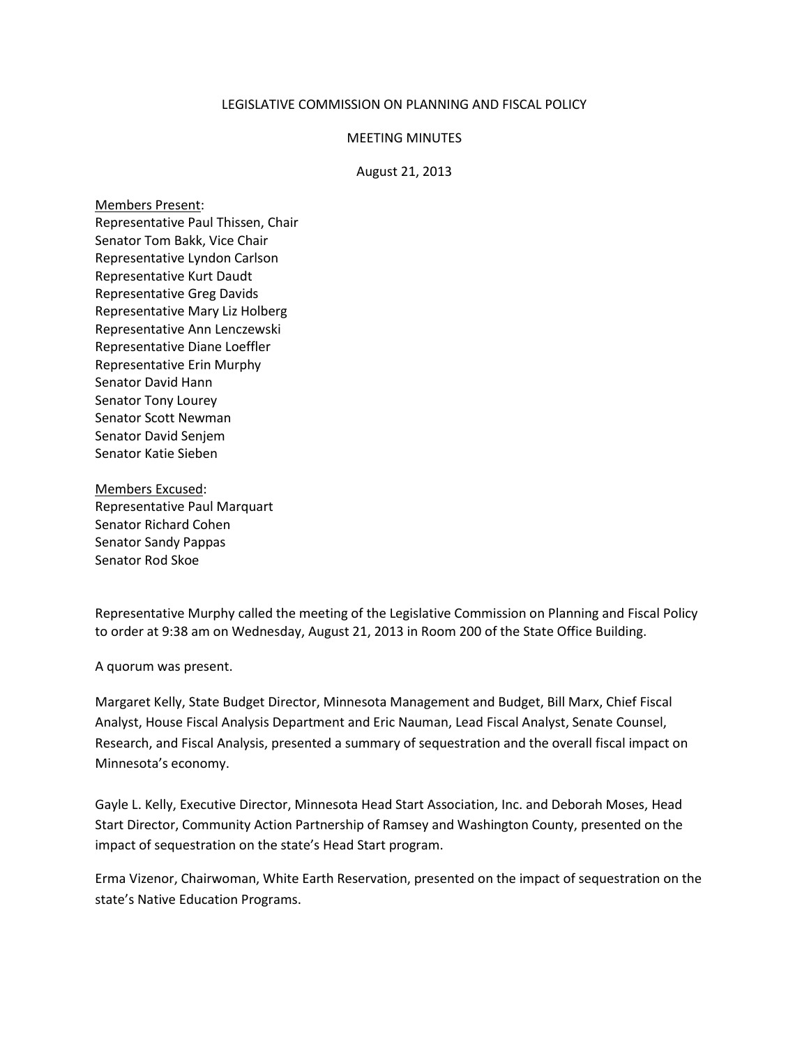# LEGISLATIVE COMMISSION ON PLANNING AND FISCAL POLICY

## MEETING MINUTES

August 21, 2013

Members Present:
Representative Paul Thissen, Chair
Senator Tom Bakk, Vice Chair
Representative Lyndon Carlson
Representative Kurt Daudt
Representative Greg Davids
Representative Mary Liz Holberg
Representative Ann Lenczewski
Representative Diane Loeffler
Representative Erin Murphy
Senator David Hann
Senator Tony Lourey
Senator Scott Newman
Senator David Senjem
Senator Katie Sieben

Members Excused:
Representative Paul Marquart
Senator Richard Cohen
Senator Sandy Pappas
Senator Rod Skoe

Representative Murphy called the meeting of the Legislative Commission on Planning and Fiscal Policy to order at 9:38 am on Wednesday, August 21, 2013 in Room 200 of the State Office Building.

A quorum was present.

Margaret Kelly, State Budget Director, Minnesota Management and Budget, Bill Marx, Chief Fiscal Analyst, House Fiscal Analysis Department and Eric Nauman, Lead Fiscal Analyst, Senate Counsel, Research, and Fiscal Analysis, presented a summary of sequestration and the overall fiscal impact on Minnesota's economy.

Gayle L. Kelly, Executive Director, Minnesota Head Start Association, Inc. and Deborah Moses, Head Start Director, Community Action Partnership of Ramsey and Washington County, presented on the impact of sequestration on the state's Head Start program.

Erma Vizenor, Chairwoman, White Earth Reservation, presented on the impact of sequestration on the state's Native Education Programs.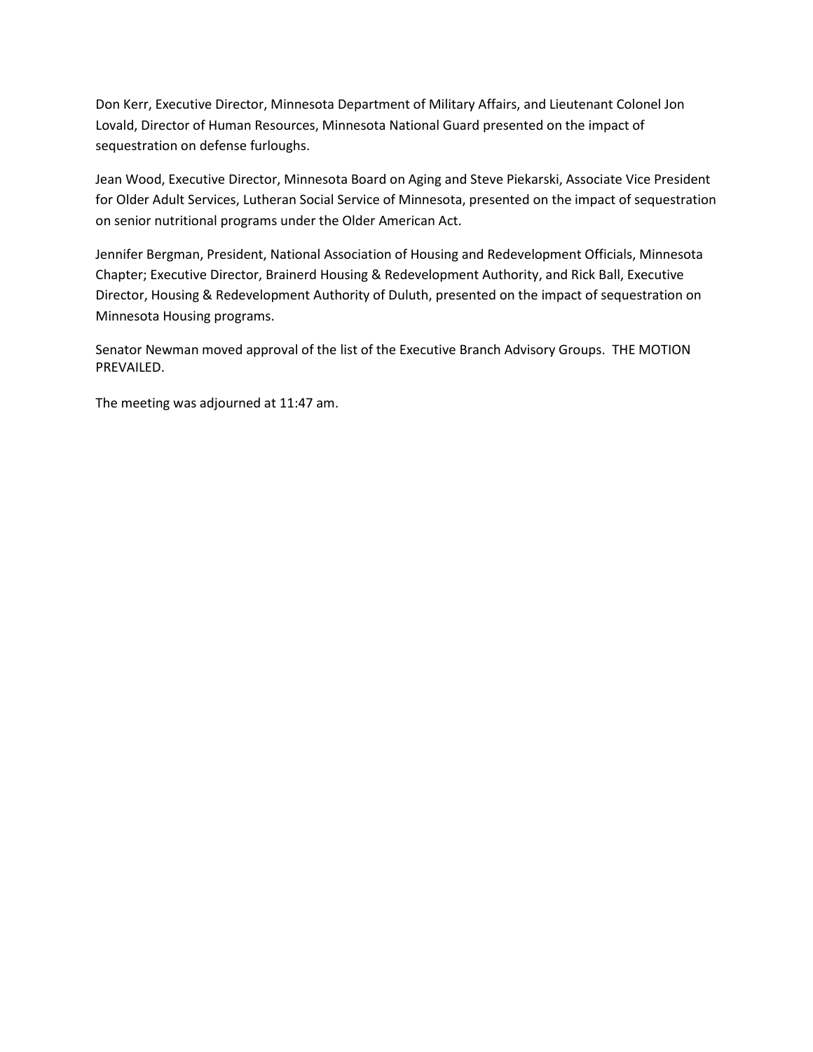Don Kerr, Executive Director, Minnesota Department of Military Affairs, and Lieutenant Colonel Jon Lovald, Director of Human Resources, Minnesota National Guard presented on the impact of sequestration on defense furloughs.

Jean Wood, Executive Director, Minnesota Board on Aging and Steve Piekarski, Associate Vice President for Older Adult Services, Lutheran Social Service of Minnesota, presented on the impact of sequestration on senior nutritional programs under the Older American Act.

Jennifer Bergman, President, National Association of Housing and Redevelopment Officials, Minnesota Chapter; Executive Director, Brainerd Housing & Redevelopment Authority, and Rick Ball, Executive Director, Housing & Redevelopment Authority of Duluth, presented on the impact of sequestration on Minnesota Housing programs.

Senator Newman moved approval of the list of the Executive Branch Advisory Groups. THE MOTION PREVAILED.

The meeting was adjourned at 11:47 am.